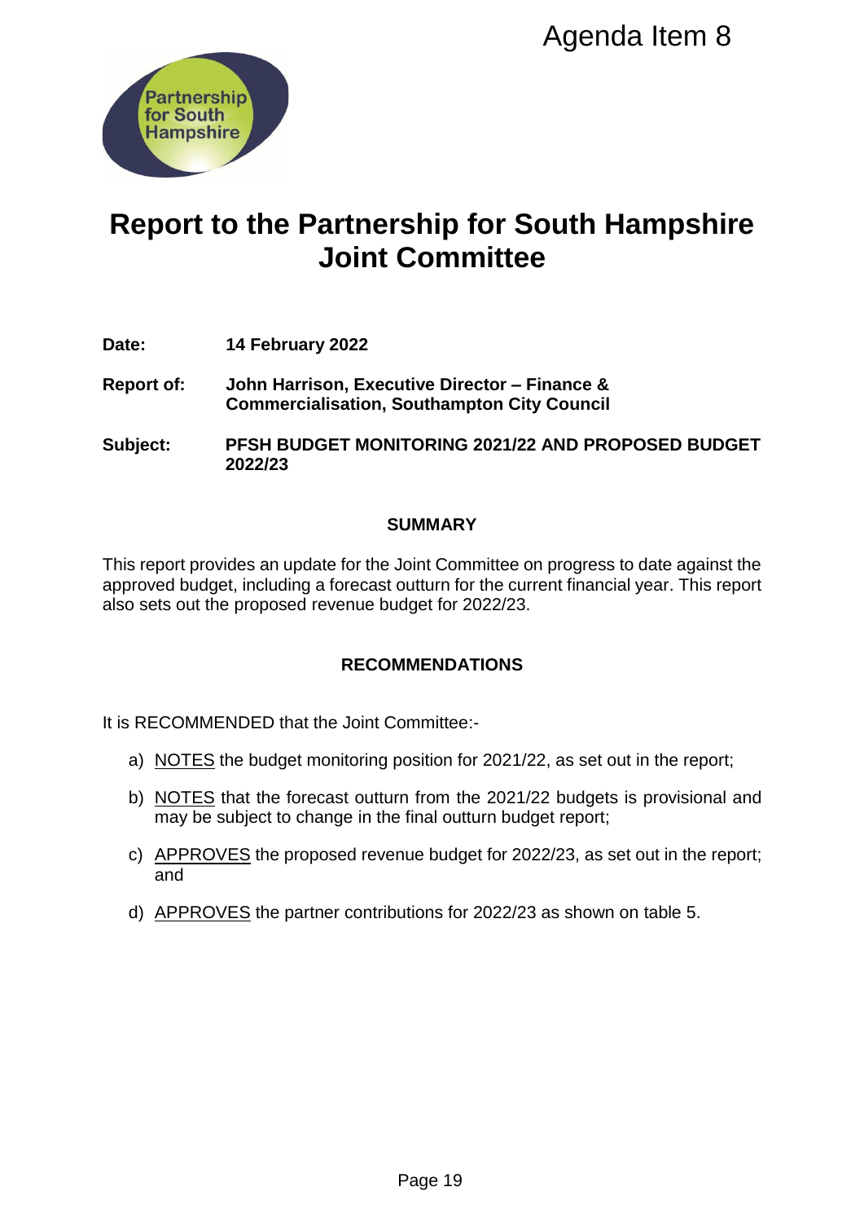Agenda Item 8

# Report to the Partnership for South Hampshire Joint Committee

**Date:** **14 February 2022**

**Report of:** **John Harrison, Executive Director – Finance & Commercialisation, Southampton City Council**

**Subject:** **PFSH BUDGET MONITORING 2021/22 AND PROPOSED BUDGET 2022/23**

## SUMMARY

This report provides an update for the Joint Committee on progress to date against the approved budget, including a forecast outturn for the current financial year. This report also sets out the proposed revenue budget for 2022/23.

## RECOMMENDATIONS

It is RECOMMENDED that the Joint Committee:-

a) NOTES the budget monitoring position for 2021/22, as set out in the report;

b) NOTES that the forecast outturn from the 2021/22 budgets is provisional and may be subject to change in the final outturn budget report;

c) APPROVES the proposed revenue budget for 2022/23, as set out in the report; and

d) APPROVES the partner contributions for 2022/23 as shown on table 5.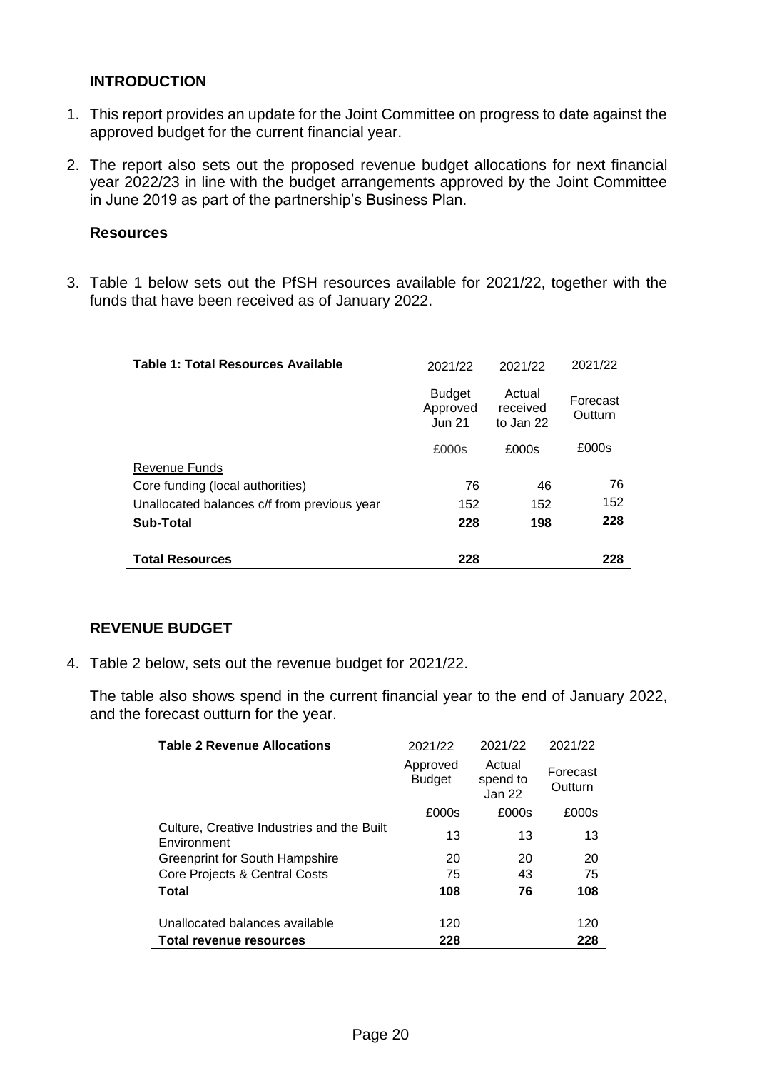## INTRODUCTION

1. This report provides an update for the Joint Committee on progress to date against the approved budget for the current financial year.

2. The report also sets out the proposed revenue budget allocations for next financial year 2022/23 in line with the budget arrangements approved by the Joint Committee in June 2019 as part of the partnership's Business Plan.

### Resources

3. Table 1 below sets out the PfSH resources available for 2021/22, together with the funds that have been received as of January 2022.

| Table 1: Total Resources Available | 2021/22 | 2021/22 | 2021/22 |
|---|---|---|---|
| | Budget Approved Jun 21 | Actual received to Jan 22 | Forecast Outturn |
| | £000s | £000s | £000s |
| Revenue Funds | | | |
| Core funding (local authorities) | 76 | 46 | 76 |
| Unallocated balances c/f from previous year | 152 | 152 | 152 |
| **Sub-Total** | **228** | **198** | **228** |
| **Total Resources** | **228** | | **228** |

## REVENUE BUDGET

4. Table 2 below, sets out the revenue budget for 2021/22.

   The table also shows spend in the current financial year to the end of January 2022, and the forecast outturn for the year.

| Table 2 Revenue Allocations | 2021/22 | 2021/22 | 2021/22 |
|---|---|---|---|
| | Approved Budget | Actual spend to Jan 22 | Forecast Outturn |
| | £000s | £000s | £000s |
| Culture, Creative Industries and the Built Environment | 13 | 13 | 13 |
| Greenprint for South Hampshire | 20 | 20 | 20 |
| Core Projects & Central Costs | 75 | 43 | 75 |
| **Total** | **108** | **76** | **108** |
| Unallocated balances available | 120 | | 120 |
| **Total revenue resources** | **228** | | **228** |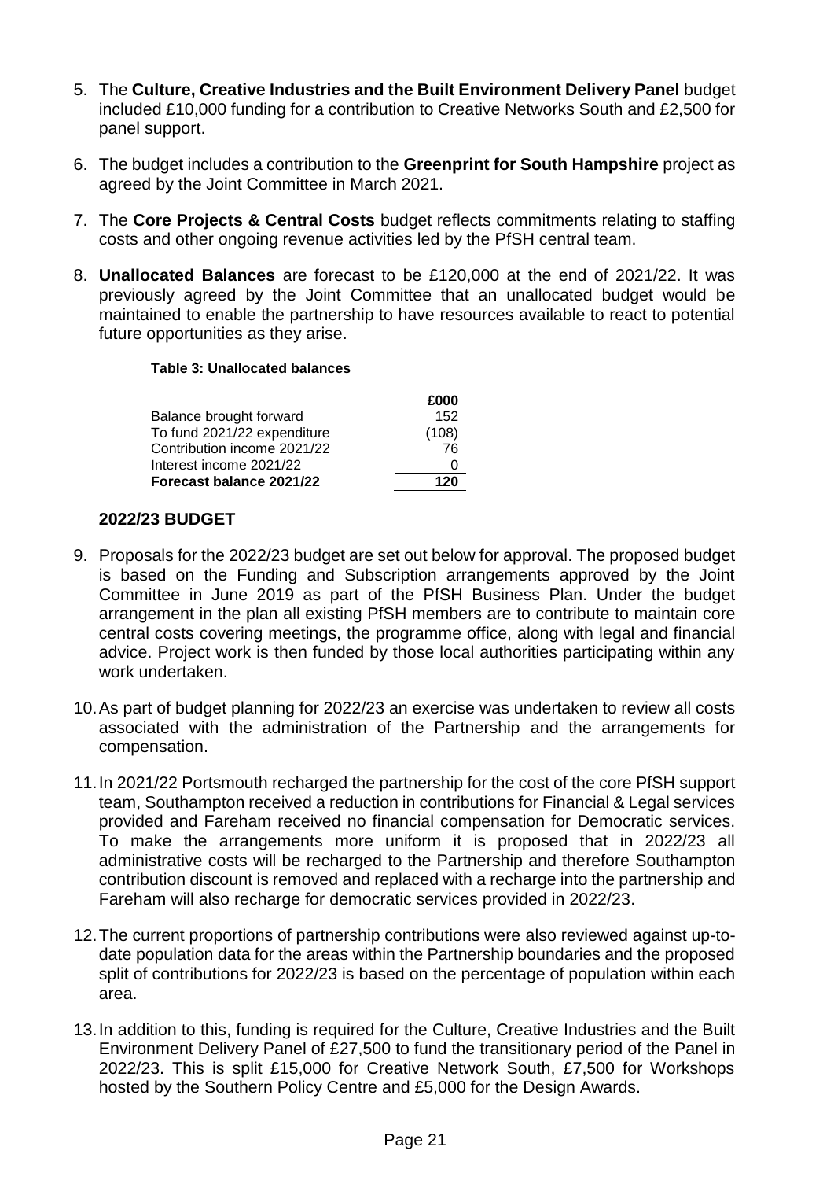5. The **Culture, Creative Industries and the Built Environment Delivery Panel** budget included £10,000 funding for a contribution to Creative Networks South and £2,500 for panel support.

6. The budget includes a contribution to the **Greenprint for South Hampshire** project as agreed by the Joint Committee in March 2021.

7. The **Core Projects & Central Costs** budget reflects commitments relating to staffing costs and other ongoing revenue activities led by the PfSH central team.

8. **Unallocated Balances** are forecast to be £120,000 at the end of 2021/22. It was previously agreed by the Joint Committee that an unallocated budget would be maintained to enable the partnership to have resources available to react to potential future opportunities as they arise.

**Table 3: Unallocated balances**

| | £000 |
|---|---|
| Balance brought forward | 152 |
| To fund 2021/22 expenditure | (108) |
| Contribution income 2021/22 | 76 |
| Interest income 2021/22 | 0 |
| **Forecast balance 2021/22** | **120** |

## 2022/23 BUDGET

9. Proposals for the 2022/23 budget are set out below for approval. The proposed budget is based on the Funding and Subscription arrangements approved by the Joint Committee in June 2019 as part of the PfSH Business Plan. Under the budget arrangement in the plan all existing PfSH members are to contribute to maintain core central costs covering meetings, the programme office, along with legal and financial advice. Project work is then funded by those local authorities participating within any work undertaken.

10. As part of budget planning for 2022/23 an exercise was undertaken to review all costs associated with the administration of the Partnership and the arrangements for compensation.

11. In 2021/22 Portsmouth recharged the partnership for the cost of the core PfSH support team, Southampton received a reduction in contributions for Financial & Legal services provided and Fareham received no financial compensation for Democratic services. To make the arrangements more uniform it is proposed that in 2022/23 all administrative costs will be recharged to the Partnership and therefore Southampton contribution discount is removed and replaced with a recharge into the partnership and Fareham will also recharge for democratic services provided in 2022/23.

12. The current proportions of partnership contributions were also reviewed against up-to-date population data for the areas within the Partnership boundaries and the proposed split of contributions for 2022/23 is based on the percentage of population within each area.

13. In addition to this, funding is required for the Culture, Creative Industries and the Built Environment Delivery Panel of £27,500 to fund the transitionary period of the Panel in 2022/23. This is split £15,000 for Creative Network South, £7,500 for Workshops hosted by the Southern Policy Centre and £5,000 for the Design Awards.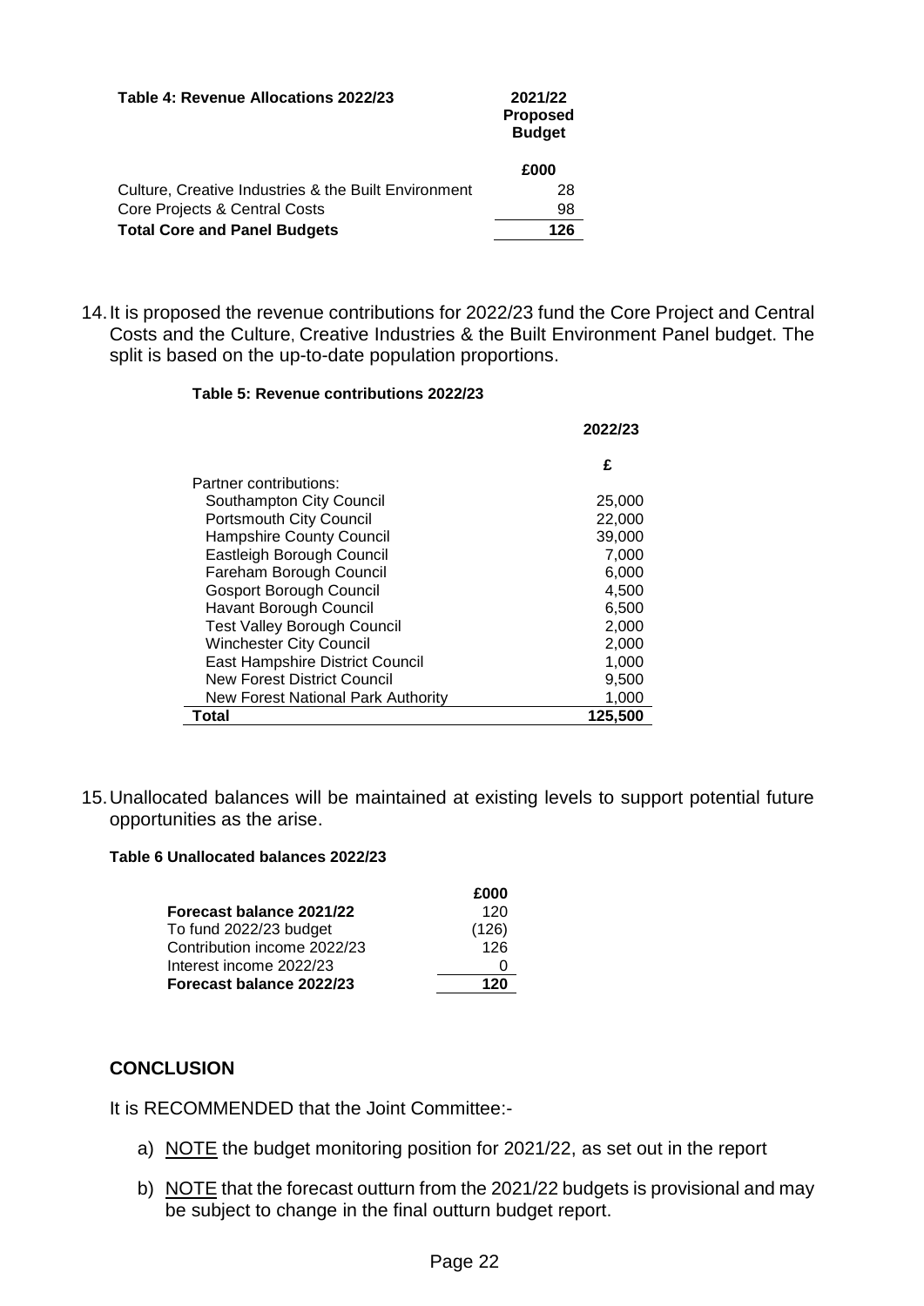| Table 4: Revenue Allocations 2022/23 | 2021/22 Proposed Budget |
|---|---|
| | £000 |
| Culture, Creative Industries & the Built Environment | 28 |
| Core Projects & Central Costs | 98 |
| **Total Core and Panel Budgets** | **126** |

14. It is proposed the revenue contributions for 2022/23 fund the Core Project and Central Costs and the Culture, Creative Industries & the Built Environment Panel budget. The split is based on the up-to-date population proportions.

**Table 5: Revenue contributions 2022/23**

| | 2022/23 |
|---|---|
| | £ |
| Partner contributions: | |
| Southampton City Council | 25,000 |
| Portsmouth City Council | 22,000 |
| Hampshire County Council | 39,000 |
| Eastleigh Borough Council | 7,000 |
| Fareham Borough Council | 6,000 |
| Gosport Borough Council | 4,500 |
| Havant Borough Council | 6,500 |
| Test Valley Borough Council | 2,000 |
| Winchester City Council | 2,000 |
| East Hampshire District Council | 1,000 |
| New Forest District Council | 9,500 |
| New Forest National Park Authority | 1,000 |
| **Total** | **125,500** |

15. Unallocated balances will be maintained at existing levels to support potential future opportunities as the arise.

**Table 6 Unallocated balances 2022/23**

| | £000 |
|---|---|
| **Forecast balance 2021/22** | 120 |
| To fund 2022/23 budget | (126) |
| Contribution income 2022/23 | 126 |
| Interest income 2022/23 | 0 |
| **Forecast balance 2022/23** | **120** |

## CONCLUSION

It is RECOMMENDED that the Joint Committee:-

a) NOTE the budget monitoring position for 2021/22, as set out in the report

b) NOTE that the forecast outturn from the 2021/22 budgets is provisional and may be subject to change in the final outturn budget report.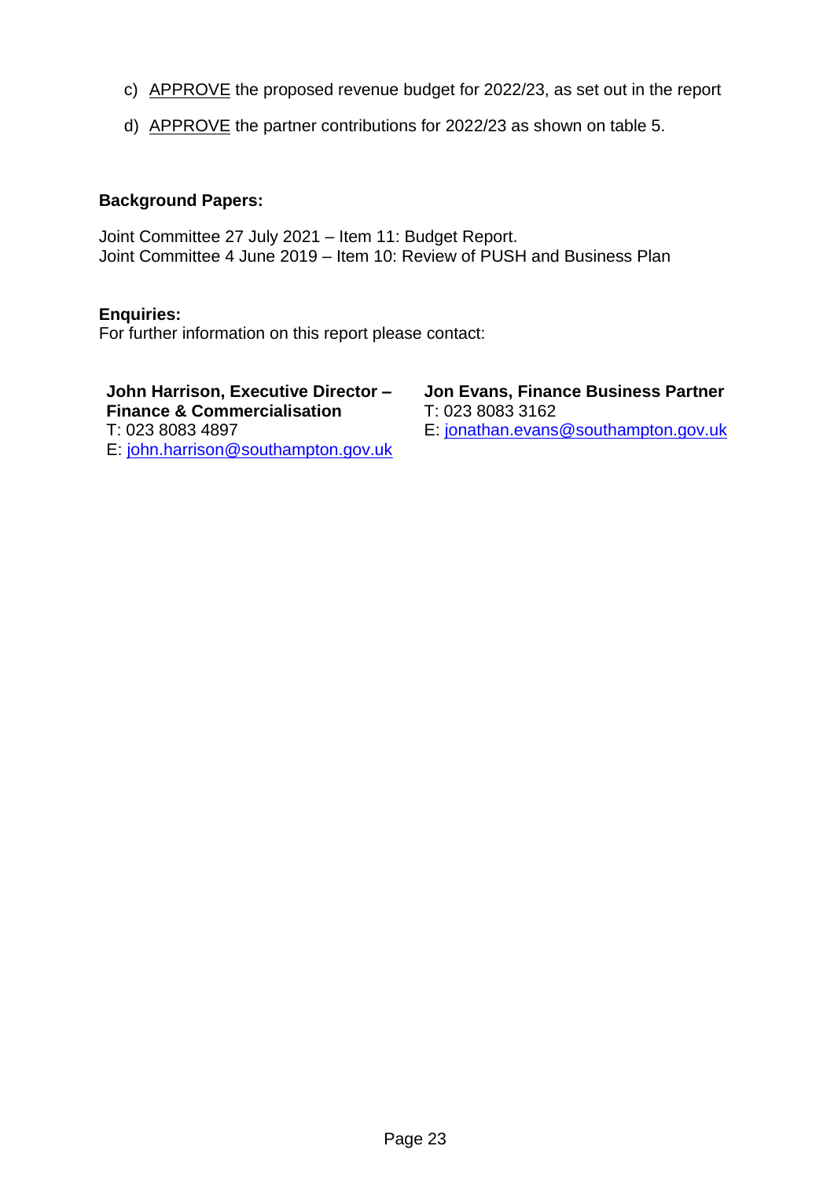c) APPROVE the proposed revenue budget for 2022/23, as set out in the report

d) APPROVE the partner contributions for 2022/23 as shown on table 5.

**Background Papers:**

Joint Committee 27 July 2021 – Item 11: Budget Report.
Joint Committee 4 June 2019 – Item 10: Review of PUSH and Business Plan

**Enquiries:**
For further information on this report please contact:

**John Harrison, Executive Director – Finance & Commercialisation**
T: 023 8083 4897
E: john.harrison@southampton.gov.uk

**Jon Evans, Finance Business Partner**
T: 023 8083 3162
E: jonathan.evans@southampton.gov.uk